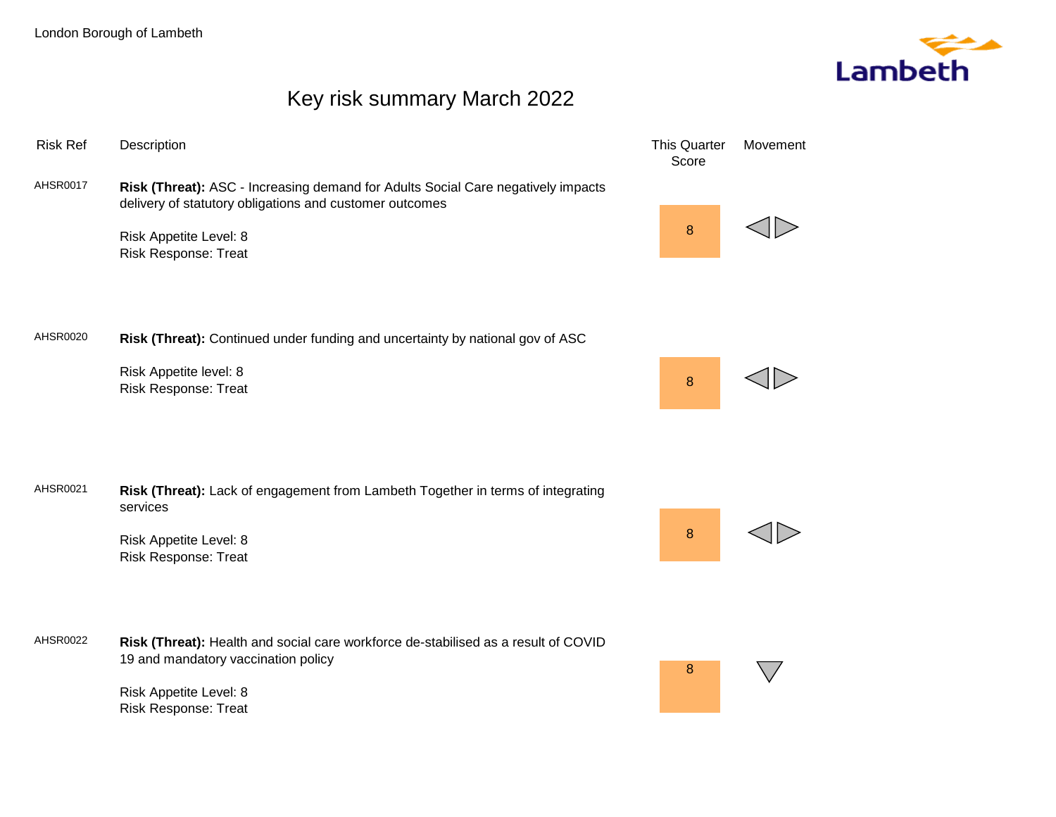# Key risk summary March 2022

| Risk Ref | Description | This Quarter Score | Movement |
|---|---|---|---|
| AHSR0017 | **Risk (Threat):** ASC - Increasing demand for Adults Social Care negatively impacts delivery of statutory obligations and customer outcomes<br><br>Risk Appetite Level: 8<br>Risk Response: Treat | 8 | ◁▷ |
| AHSR0020 | **Risk (Threat):** Continued under funding and uncertainty by national gov of ASC<br><br>Risk Appetite level: 8<br>Risk Response: Treat | 8 | ◁▷ |
| AHSR0021 | **Risk (Threat):** Lack of engagement from Lambeth Together in terms of integrating services<br><br>Risk Appetite Level: 8<br>Risk Response: Treat | 8 | ◁▷ |
| AHSR0022 | **Risk (Threat):** Health and social care workforce de-stabilised as a result of COVID 19 and mandatory vaccination policy<br><br>Risk Appetite Level: 8<br>Risk Response: Treat | 8 | ▽ |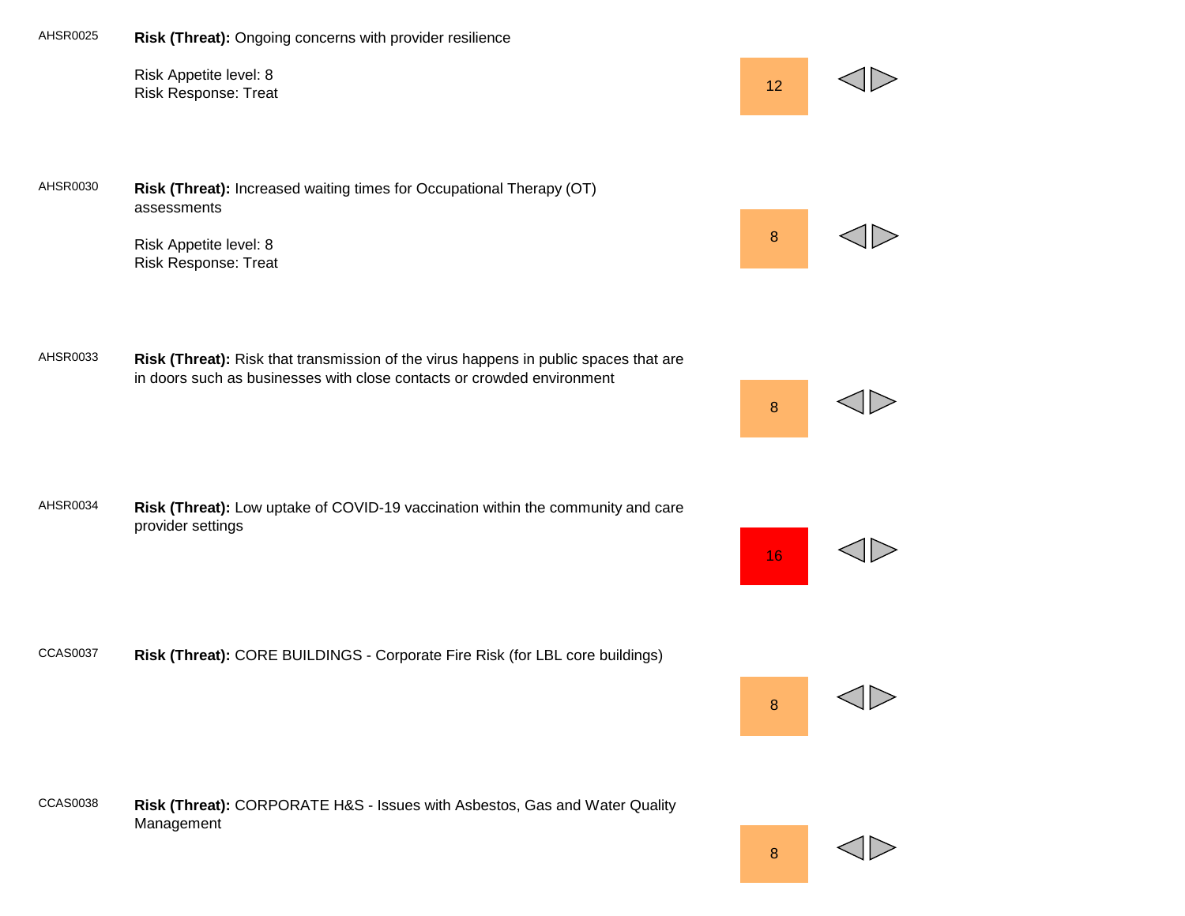| Ref | Risk | Score |
| --- | --- | --- |
| AHSR0025 | **Risk (Threat):** Ongoing concerns with provider resilience<br><br>Risk Appetite level: 8<br>Risk Response: Treat | 12 |
| AHSR0030 | **Risk (Threat):** Increased waiting times for Occupational Therapy (OT) assessments<br><br>Risk Appetite level: 8<br>Risk Response: Treat | 8 |
| AHSR0033 | **Risk (Threat):** Risk that transmission of the virus happens in public spaces that are in doors such as businesses with close contacts or crowded environment | 8 |
| AHSR0034 | **Risk (Threat):** Low uptake of COVID-19 vaccination within the community and care provider settings | 16 |
| CCAS0037 | **Risk (Threat):** CORE BUILDINGS - Corporate Fire Risk (for LBL core buildings) | 8 |
| CCAS0038 | **Risk (Threat):** CORPORATE H&S - Issues with Asbestos, Gas and Water Quality Management | 8 |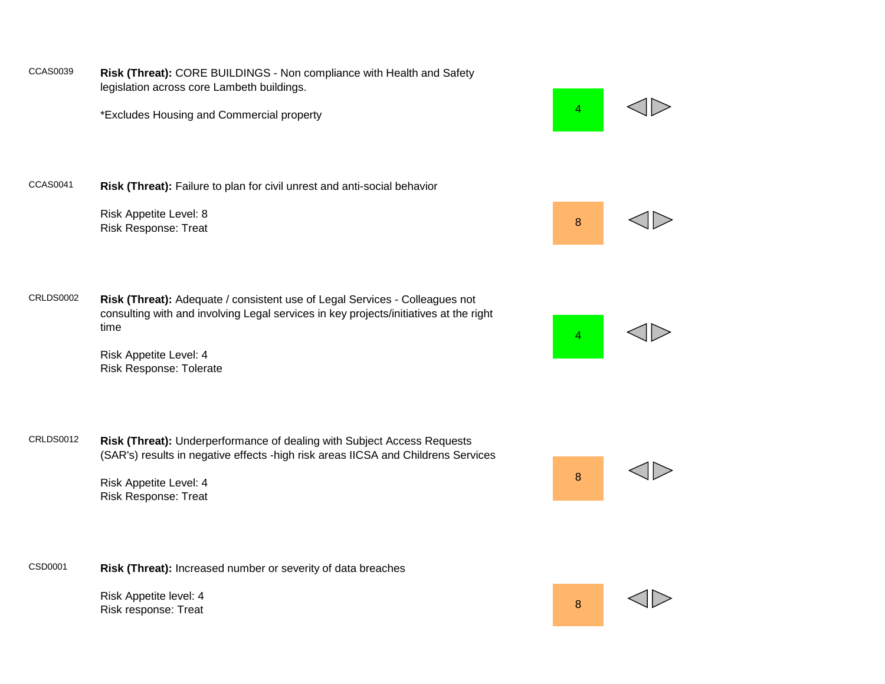| ID | Risk | Score | |
|---|---|---|---|
| CCAS0039 | **Risk (Threat):** CORE BUILDINGS - Non compliance with Health and Safety legislation across core Lambeth buildings.<br><br>*Excludes Housing and Commercial property | 4 | ◁▷ |
| CCAS0041 | **Risk (Threat):** Failure to plan for civil unrest and anti-social behavior<br><br>Risk Appetite Level: 8<br>Risk Response: Treat | 8 | ◁▷ |
| CRLDS0002 | **Risk (Threat):** Adequate / consistent use of Legal Services - Colleagues not consulting with and involving Legal services in key projects/initiatives at the right time<br><br>Risk Appetite Level: 4<br>Risk Response: Tolerate | 4 | ◁▷ |
| CRLDS0012 | **Risk (Threat):** Underperformance of dealing with Subject Access Requests (SAR's) results in negative effects -high risk areas IICSA and Childrens Services<br><br>Risk Appetite Level: 4<br>Risk Response: Treat | 8 | ◁▷ |
| CSD0001 | **Risk (Threat):** Increased number or severity of data breaches<br><br>Risk Appetite level: 4<br>Risk response: Treat | 8 | ◁▷ |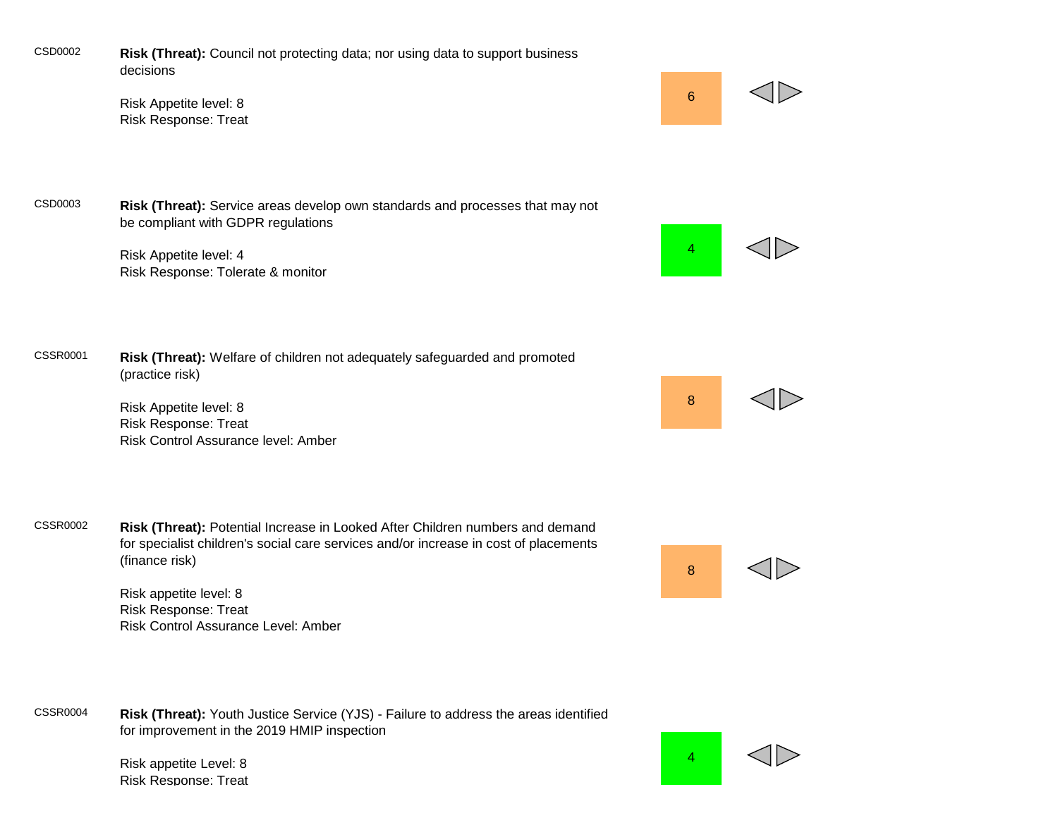| Ref | Risk | Score | Direction |
|---|---|---|---|
| CSD0002 | **Risk (Threat):** Council not protecting data; nor using data to support business decisions<br><br>Risk Appetite level: 8<br>Risk Response: Treat | 6 | ◁▷ |
| CSD0003 | **Risk (Threat):** Service areas develop own standards and processes that may not be compliant with GDPR regulations<br><br>Risk Appetite level: 4<br>Risk Response: Tolerate & monitor | 4 | ◁▷ |
| CSSR0001 | **Risk (Threat):** Welfare of children not adequately safeguarded and promoted (practice risk)<br><br>Risk Appetite level: 8<br>Risk Response: Treat<br>Risk Control Assurance level: Amber | 8 | ◁▷ |
| CSSR0002 | **Risk (Threat):** Potential Increase in Looked After Children numbers and demand for specialist children's social care services and/or increase in cost of placements (finance risk)<br><br>Risk appetite level: 8<br>Risk Response: Treat<br>Risk Control Assurance Level: Amber | 8 | ◁▷ |
| CSSR0004 | **Risk (Threat):** Youth Justice Service (YJS) - Failure to address the areas identified for improvement in the 2019 HMIP inspection<br><br>Risk appetite Level: 8<br>Risk Response: Treat | 4 | ◁▷ |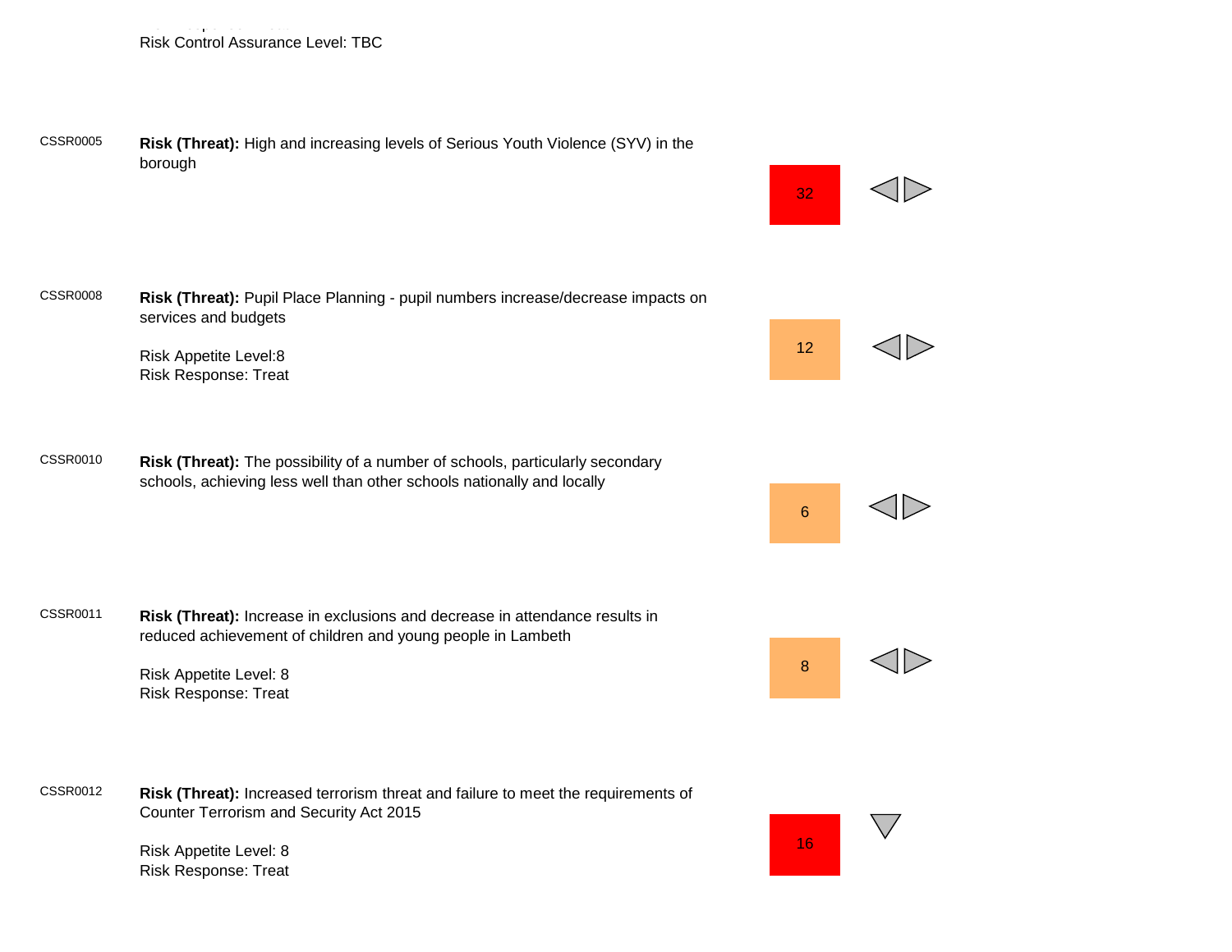Risk Control Assurance Level: TBC

| Ref | Risk | Score | Direction |
|---|---|---|---|
| CSSR0005 | **Risk (Threat):** High and increasing levels of Serious Youth Violence (SYV) in the borough | 32 | ◁▷ |
| CSSR0008 | **Risk (Threat):** Pupil Place Planning - pupil numbers increase/decrease impacts on services and budgets<br><br>Risk Appetite Level:8<br>Risk Response: Treat | 12 | ◁▷ |
| CSSR0010 | **Risk (Threat):** The possibility of a number of schools, particularly secondary schools, achieving less well than other schools nationally and locally | 6 | ◁▷ |
| CSSR0011 | **Risk (Threat):** Increase in exclusions and decrease in attendance results in reduced achievement of children and young people in Lambeth<br><br>Risk Appetite Level: 8<br>Risk Response: Treat | 8 | ◁▷ |
| CSSR0012 | **Risk (Threat):** Increased terrorism threat and failure to meet the requirements of Counter Terrorism and Security Act 2015<br><br>Risk Appetite Level: 8<br>Risk Response: Treat | 16 | ▽ |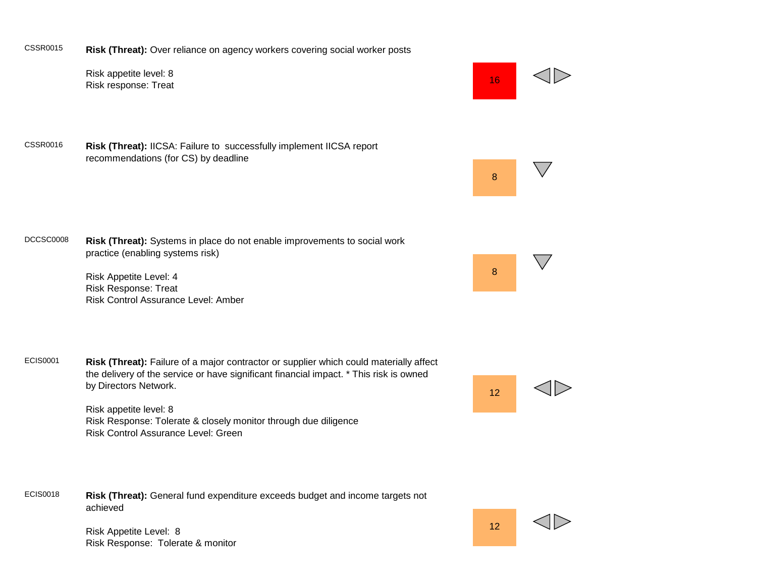| Ref | Risk | Rating | Direction |
|---|---|---|---|
| CSSR0015 | **Risk (Threat):** Over reliance on agency workers covering social worker posts<br><br>Risk appetite level: 8<br>Risk response: Treat | 16 | ◁▷ |
| CSSR0016 | **Risk (Threat):** IICSA: Failure to successfully implement IICSA report recommendations (for CS) by deadline | 8 | ▽ |
| DCCSC0008 | **Risk (Threat):** Systems in place do not enable improvements to social work practice (enabling systems risk)<br><br>Risk Appetite Level: 4<br>Risk Response: Treat<br>Risk Control Assurance Level: Amber | 8 | ▽ |
| ECIS0001 | **Risk (Threat):** Failure of a major contractor or supplier which could materially affect the delivery of the service or have significant financial impact. * This risk is owned by Directors Network.<br><br>Risk appetite level: 8<br>Risk Response: Tolerate & closely monitor through due diligence<br>Risk Control Assurance Level: Green | 12 | ◁▷ |
| ECIS0018 | **Risk (Threat):** General fund expenditure exceeds budget and income targets not achieved<br><br>Risk Appetite Level: 8<br>Risk Response: Tolerate & monitor | 12 | ◁▷ |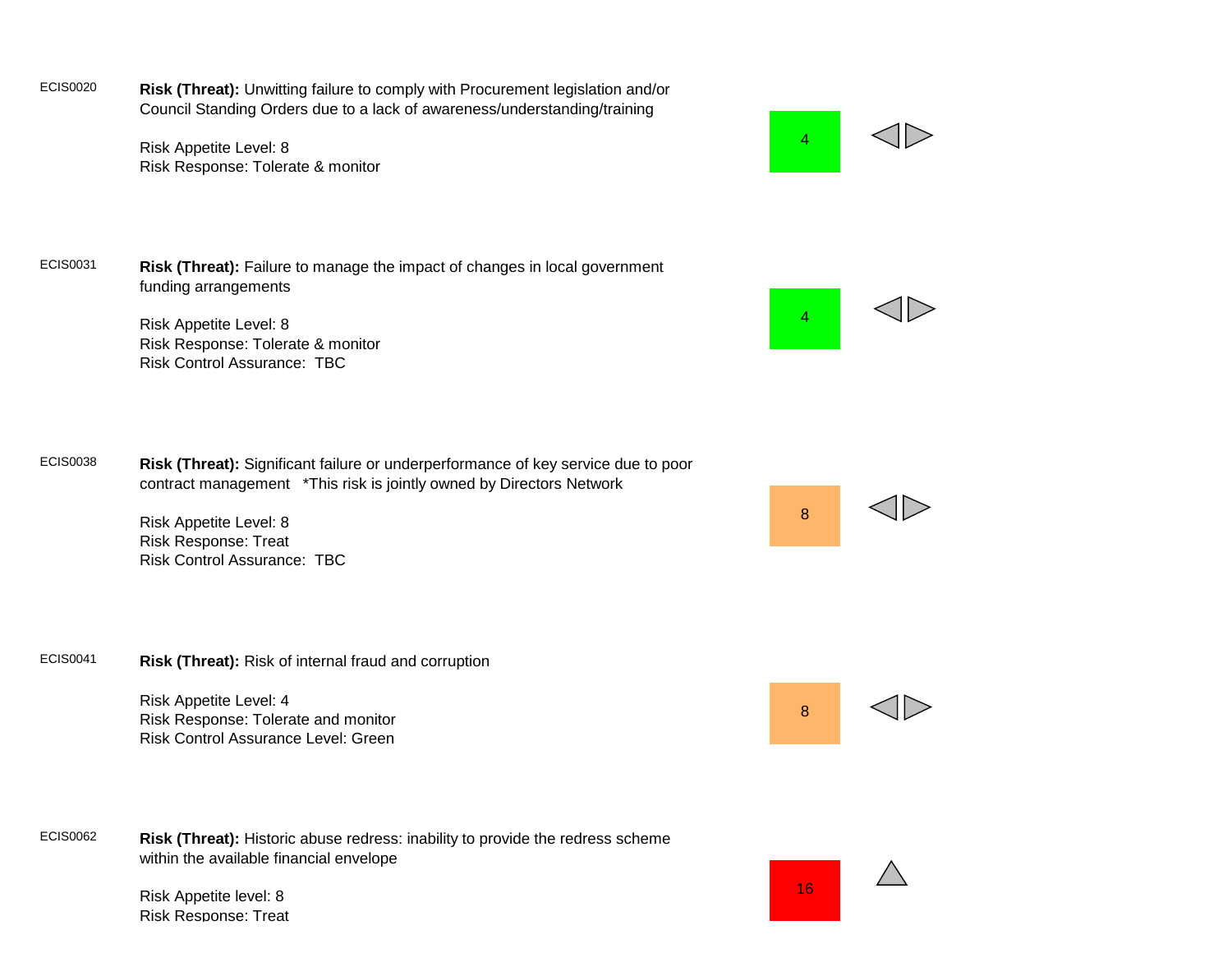| Code | Risk | Score | Trend |
| --- | --- | --- | --- |
| ECIS0020 | **Risk (Threat):** Unwitting failure to comply with Procurement legislation and/or Council Standing Orders due to a lack of awareness/understanding/training<br><br>Risk Appetite Level: 8<br>Risk Response: Tolerate & monitor | 4 | ◁▷ |
| ECIS0031 | **Risk (Threat):** Failure to manage the impact of changes in local government funding arrangements<br><br>Risk Appetite Level: 8<br>Risk Response: Tolerate & monitor<br>Risk Control Assurance: TBC | 4 | ◁▷ |
| ECIS0038 | **Risk (Threat):** Significant failure or underperformance of key service due to poor contract management *This risk is jointly owned by Directors Network<br><br>Risk Appetite Level: 8<br>Risk Response: Treat<br>Risk Control Assurance: TBC | 8 | ◁▷ |
| ECIS0041 | **Risk (Threat):** Risk of internal fraud and corruption<br><br>Risk Appetite Level: 4<br>Risk Response: Tolerate and monitor<br>Risk Control Assurance Level: Green | 8 | ◁▷ |
| ECIS0062 | **Risk (Threat):** Historic abuse redress: inability to provide the redress scheme within the available financial envelope<br><br>Risk Appetite level: 8<br>Risk Response: Treat | 16 | △ |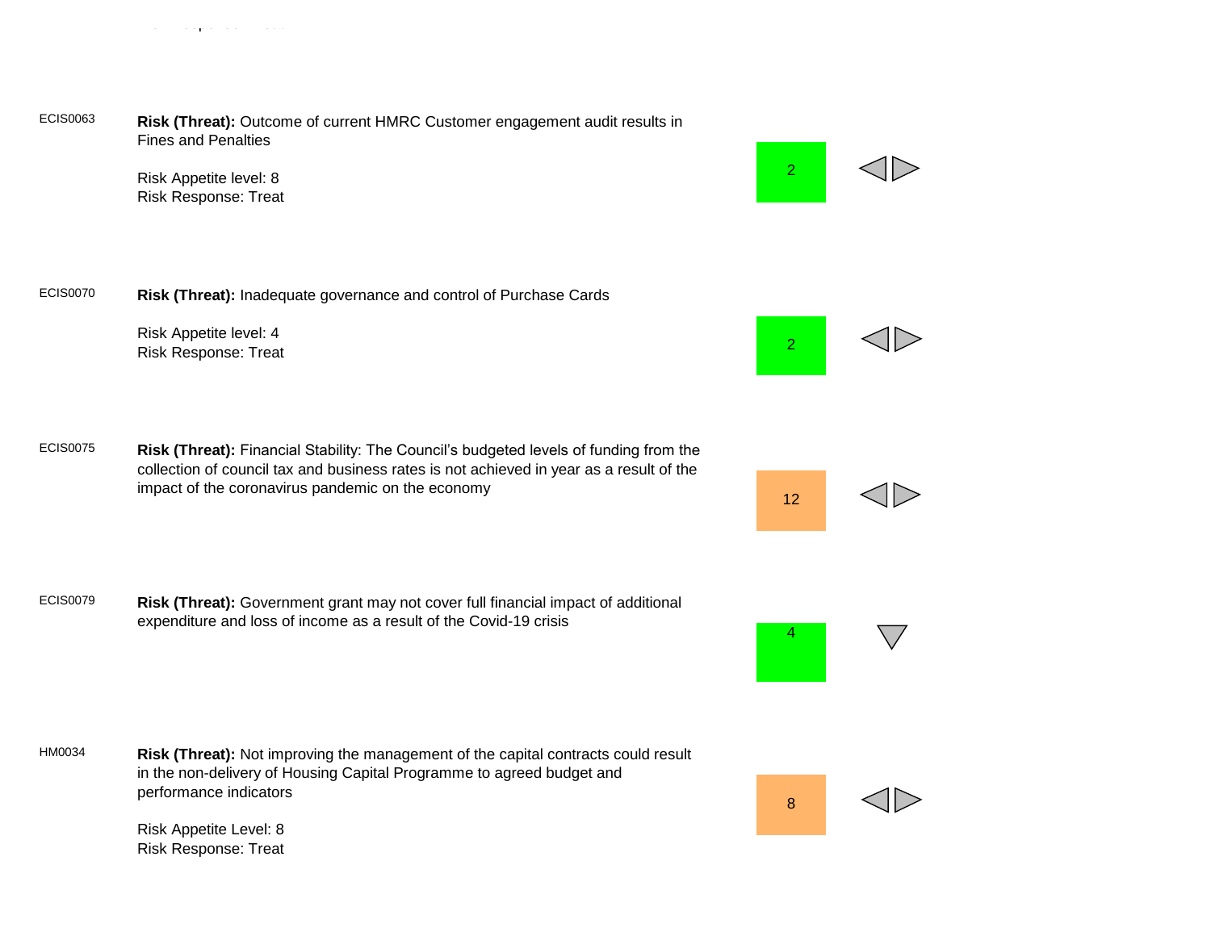| Ref | Risk | Score | Trend |
|---|---|---|---|
| ECIS0063 | **Risk (Threat):** Outcome of current HMRC Customer engagement audit results in Fines and Penalties<br><br>Risk Appetite level: 8<br>Risk Response: Treat | 2 | ◁▷ |
| ECIS0070 | **Risk (Threat):** Inadequate governance and control of Purchase Cards<br><br>Risk Appetite level: 4<br>Risk Response: Treat | 2 | ◁▷ |
| ECIS0075 | **Risk (Threat):** Financial Stability: The Council's budgeted levels of funding from the collection of council tax and business rates is not achieved in year as a result of the impact of the coronavirus pandemic on the economy | 12 | ◁▷ |
| ECIS0079 | **Risk (Threat):** Government grant may not cover full financial impact of additional expenditure and loss of income as a result of the Covid-19 crisis | 4 | ▽ |
| HM0034 | **Risk (Threat):** Not improving the management of the capital contracts could result in the non-delivery of Housing Capital Programme to agreed budget and performance indicators<br><br>Risk Appetite Level: 8<br>Risk Response: Treat | 8 | ◁▷ |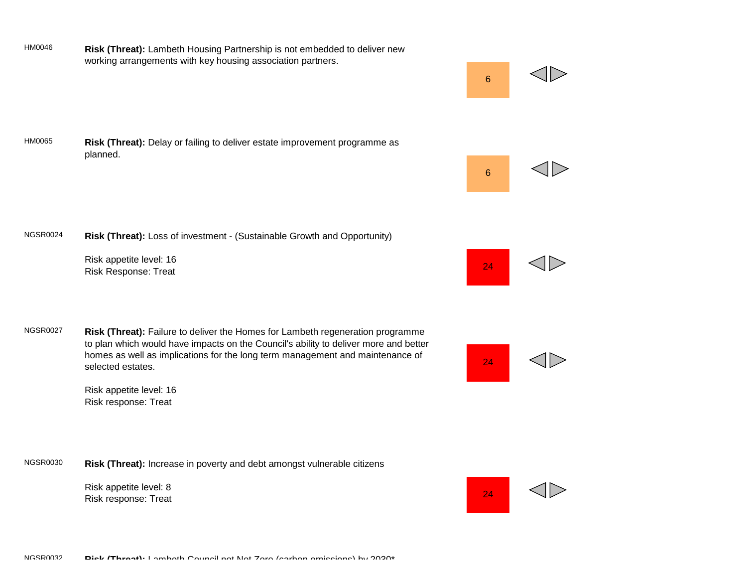| | | | |
|---|---|---|---|
| HM0046 | **Risk (Threat):** Lambeth Housing Partnership is not embedded to deliver new working arrangements with key housing association partners. | 6 | ◁▷ |
| HM0065 | **Risk (Threat):** Delay or failing to deliver estate improvement programme as planned. | 6 | ◁▷ |
| NGSR0024 | **Risk (Threat):** Loss of investment - (Sustainable Growth and Opportunity)<br><br>Risk appetite level: 16<br>Risk Response: Treat | 24 | ◁▷ |
| NGSR0027 | **Risk (Threat):** Failure to deliver the Homes for Lambeth regeneration programme to plan which would have impacts on the Council's ability to deliver more and better homes as well as implications for the long term management and maintenance of selected estates.<br><br>Risk appetite level: 16<br>Risk response: Treat | 24 | ◁▷ |
| NGSR0030 | **Risk (Threat):** Increase in poverty and debt amongst vulnerable citizens<br><br>Risk appetite level: 8<br>Risk response: Treat | 24 | ◁▷ |
| NGSR0032 | **Risk (Threat):** Lambeth Council not Net Zero (carbon emissions) by 2030* | | |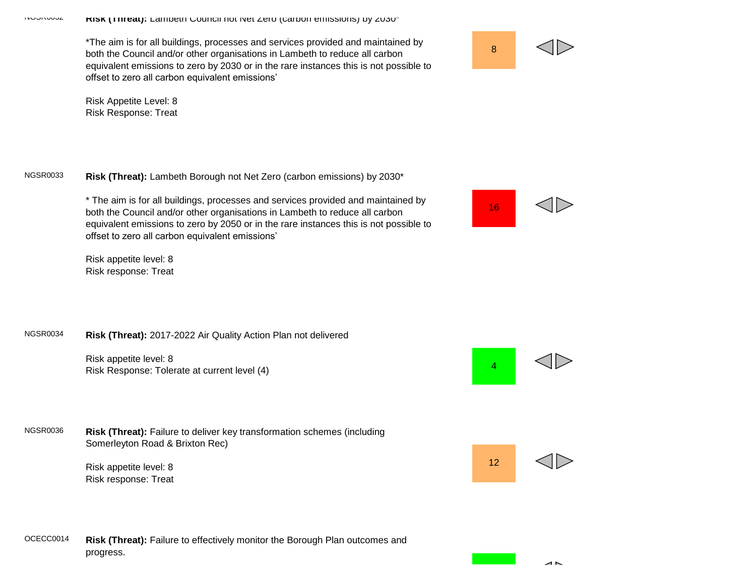| Ref | Risk | Score | Direction |
|---|---|---|---|
| NGSR0032 | **Risk (Threat):** Lambeth Council not Net Zero (carbon emissions) by 2030*<br><br>*The aim is for all buildings, processes and services provided and maintained by both the Council and/or other organisations in Lambeth to reduce all carbon equivalent emissions to zero by 2030 or in the rare instances this is not possible to offset to zero all carbon equivalent emissions'<br><br>Risk Appetite Level: 8<br>Risk Response: Treat | 8 | ◁▷ |
| NGSR0033 | **Risk (Threat):** Lambeth Borough not Net Zero (carbon emissions) by 2030*<br><br>* The aim is for all buildings, processes and services provided and maintained by both the Council and/or other organisations in Lambeth to reduce all carbon equivalent emissions to zero by 2050 or in the rare instances this is not possible to offset to zero all carbon equivalent emissions'<br><br>Risk appetite level: 8<br>Risk response: Treat | 16 | ◁▷ |
| NGSR0034 | **Risk (Threat):** 2017-2022 Air Quality Action Plan not delivered<br><br>Risk appetite level: 8<br>Risk Response: Tolerate at current level (4) | 4 | ◁▷ |
| NGSR0036 | **Risk (Threat):** Failure to deliver key transformation schemes (including Somerleyton Road & Brixton Rec)<br><br>Risk appetite level: 8<br>Risk response: Treat | 12 | ◁▷ |
| OCECC0014 | **Risk (Threat):** Failure to effectively monitor the Borough Plan outcomes and progress. | | ◁▷ |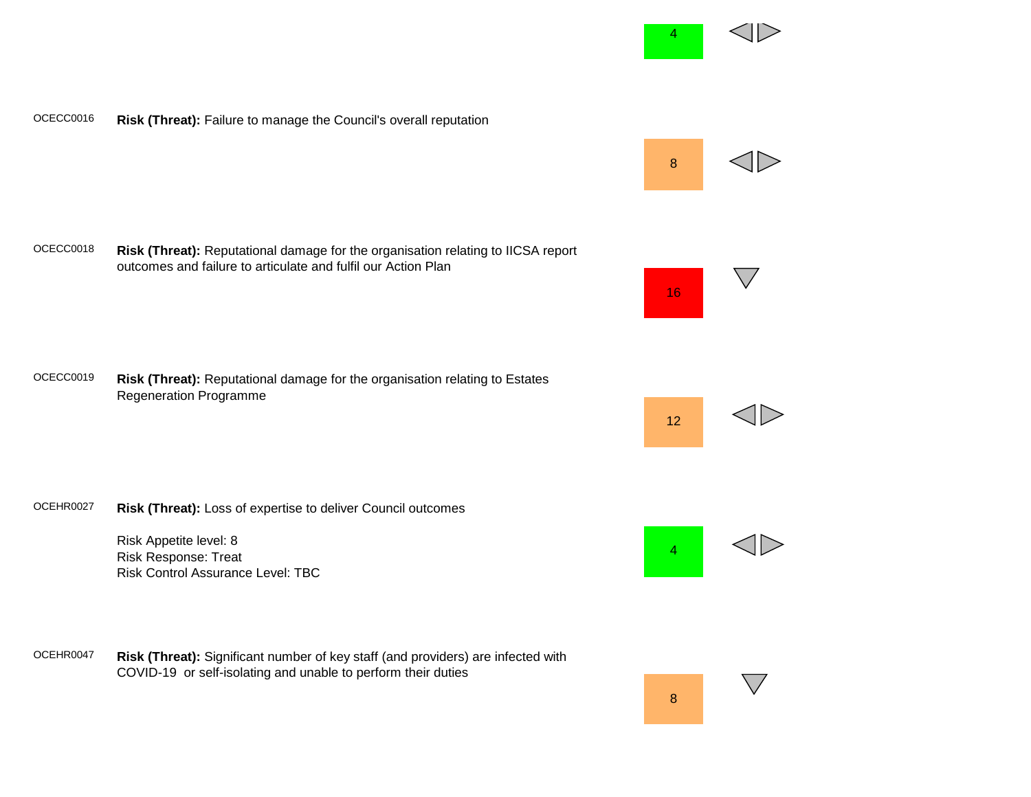| Ref | Risk | Score | Direction |
|---|---|---|---|
| | | 4 | ◁▷ |
| OCECC0016 | **Risk (Threat):** Failure to manage the Council's overall reputation | 8 | ◁▷ |
| OCECC0018 | **Risk (Threat):** Reputational damage for the organisation relating to IICSA report outcomes and failure to articulate and fulfil our Action Plan | 16 | ▽ |
| OCECC0019 | **Risk (Threat):** Reputational damage for the organisation relating to Estates Regeneration Programme | 12 | ◁▷ |
| OCEHR0027 | **Risk (Threat):** Loss of expertise to deliver Council outcomes<br><br>Risk Appetite level: 8<br>Risk Response: Treat<br>Risk Control Assurance Level: TBC | 4 | ◁▷ |
| OCEHR0047 | **Risk (Threat):** Significant number of key staff (and providers) are infected with COVID-19 or self-isolating and unable to perform their duties | 8 | ▽ |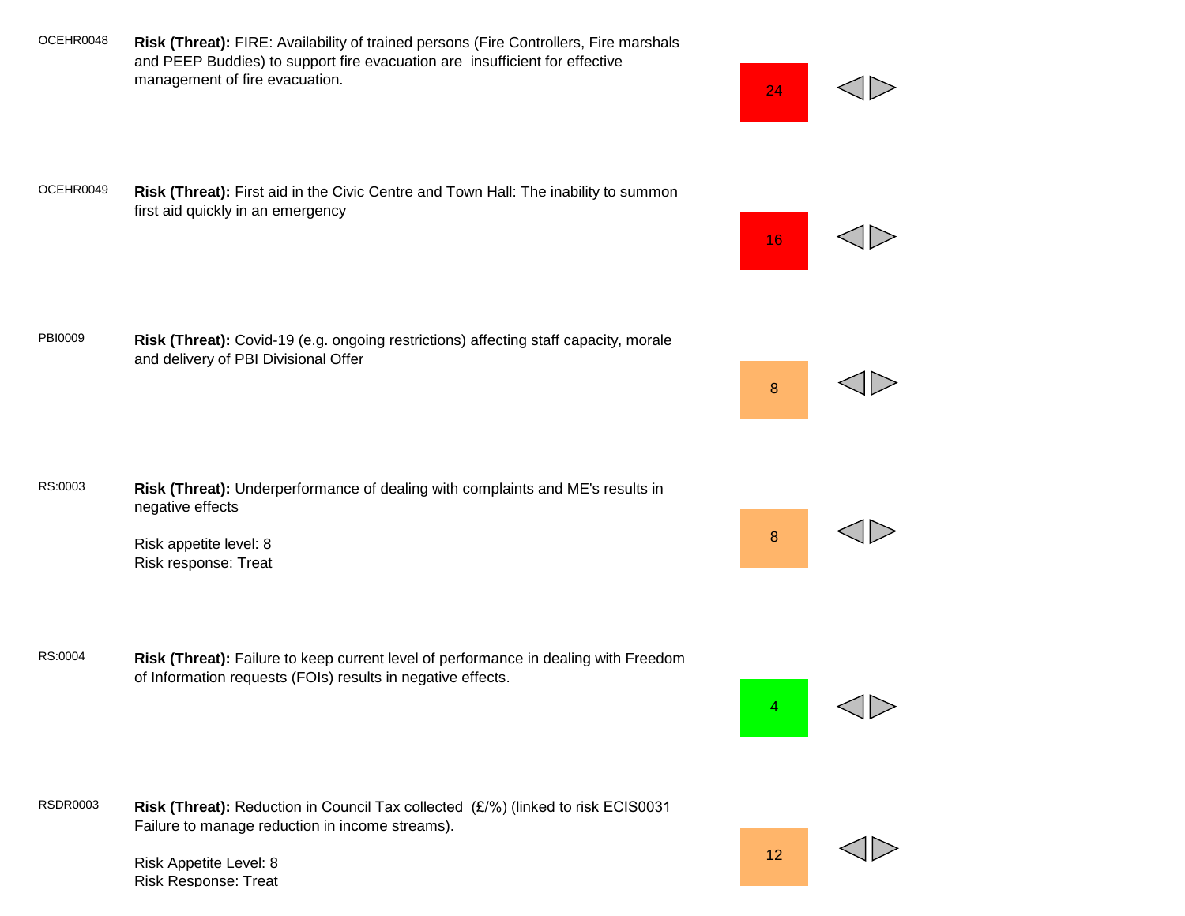| Ref | Risk | Score |
|---|---|---|
| OCEHR0048 | **Risk (Threat):** FIRE: Availability of trained persons (Fire Controllers, Fire marshals and PEEP Buddies) to support fire evacuation are insufficient for effective management of fire evacuation. | 24 |
| OCEHR0049 | **Risk (Threat):** First aid in the Civic Centre and Town Hall: The inability to summon first aid quickly in an emergency | 16 |
| PBI0009 | **Risk (Threat):** Covid-19 (e.g. ongoing restrictions) affecting staff capacity, morale and delivery of PBI Divisional Offer | 8 |
| RS:0003 | **Risk (Threat):** Underperformance of dealing with complaints and ME's results in negative effects<br><br>Risk appetite level: 8<br>Risk response: Treat | 8 |
| RS:0004 | **Risk (Threat):** Failure to keep current level of performance in dealing with Freedom of Information requests (FOIs) results in negative effects. | 4 |
| RSDR0003 | **Risk (Threat):** Reduction in Council Tax collected (£/%) (linked to risk ECIS0031 Failure to manage reduction in income streams).<br><br>Risk Appetite Level: 8<br>Risk Response: Treat | 12 |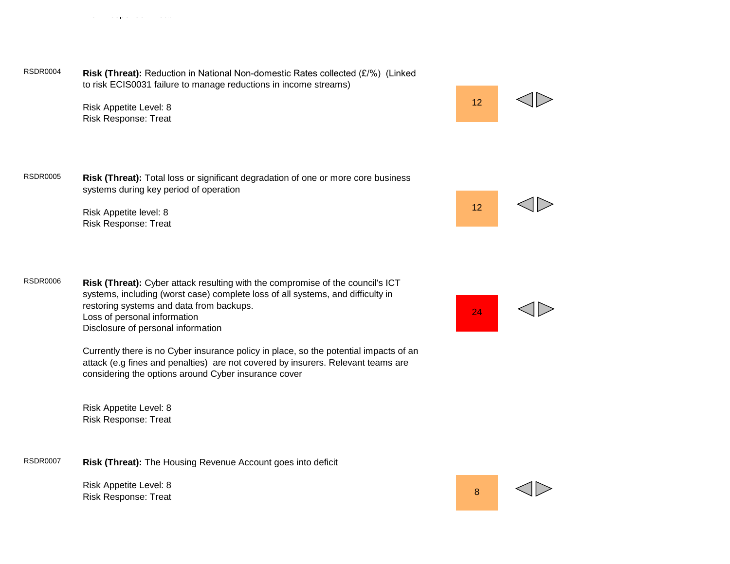| Ref | Risk | Score | |
|---|---|---|---|
| RSDR0004 | **Risk (Threat):** Reduction in National Non-domestic Rates collected (£/%) (Linked to risk ECIS0031 failure to manage reductions in income streams)<br><br>Risk Appetite Level: 8<br>Risk Response: Treat | 12 | ◁▷ |
| RSDR0005 | **Risk (Threat):** Total loss or significant degradation of one or more core business systems during key period of operation<br><br>Risk Appetite level: 8<br>Risk Response: Treat | 12 | ◁▷ |
| RSDR0006 | **Risk (Threat):** Cyber attack resulting with the compromise of the council's ICT systems, including (worst case) complete loss of all systems, and difficulty in restoring systems and data from backups.<br>Loss of personal information<br>Disclosure of personal information<br><br>Currently there is no Cyber insurance policy in place, so the potential impacts of an attack (e.g fines and penalties) are not covered by insurers. Relevant teams are considering the options around Cyber insurance cover<br><br>Risk Appetite Level: 8<br>Risk Response: Treat | 24 | ◁▷ |
| RSDR0007 | **Risk (Threat):** The Housing Revenue Account goes into deficit<br><br>Risk Appetite Level: 8<br>Risk Response: Treat | 8 | ◁▷ |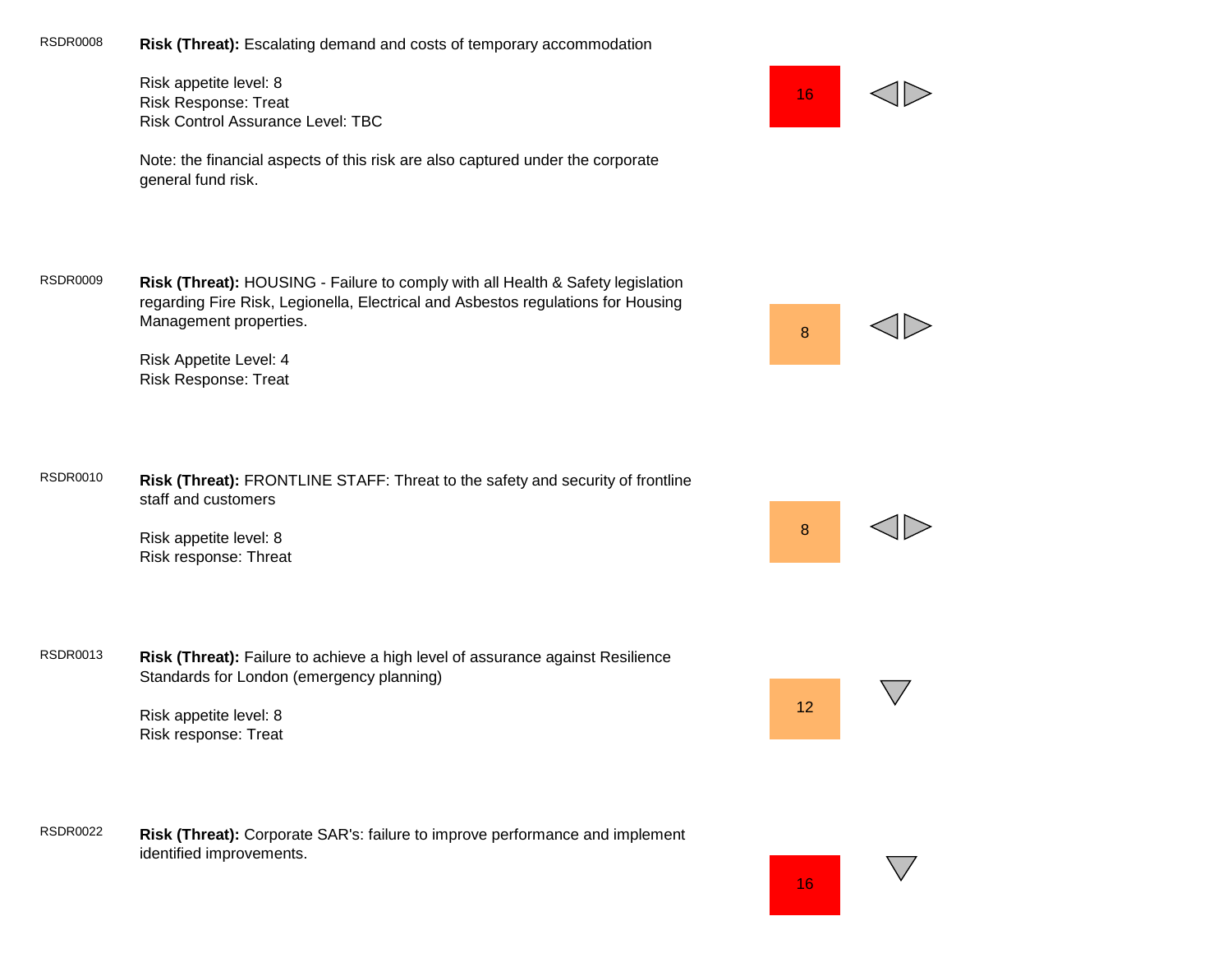| Ref | Risk | Score | Direction |
| --- | --- | --- | --- |
| RSDR0008 | **Risk (Threat):** Escalating demand and costs of temporary accommodation<br><br>Risk appetite level: 8<br>Risk Response: Treat<br>Risk Control Assurance Level: TBC<br><br>Note: the financial aspects of this risk are also captured under the corporate general fund risk. | 16 | ◁▷ |
| RSDR0009 | **Risk (Threat):** HOUSING - Failure to comply with all Health & Safety legislation regarding Fire Risk, Legionella, Electrical and Asbestos regulations for Housing Management properties.<br><br>Risk Appetite Level: 4<br>Risk Response: Treat | 8 | ◁▷ |
| RSDR0010 | **Risk (Threat):** FRONTLINE STAFF: Threat to the safety and security of frontline staff and customers<br><br>Risk appetite level: 8<br>Risk response: Threat | 8 | ◁▷ |
| RSDR0013 | **Risk (Threat):** Failure to achieve a high level of assurance against Resilience Standards for London (emergency planning)<br><br>Risk appetite level: 8<br>Risk response: Treat | 12 | ▽ |
| RSDR0022 | **Risk (Threat):** Corporate SAR's: failure to improve performance and implement identified improvements. | 16 | ▽ |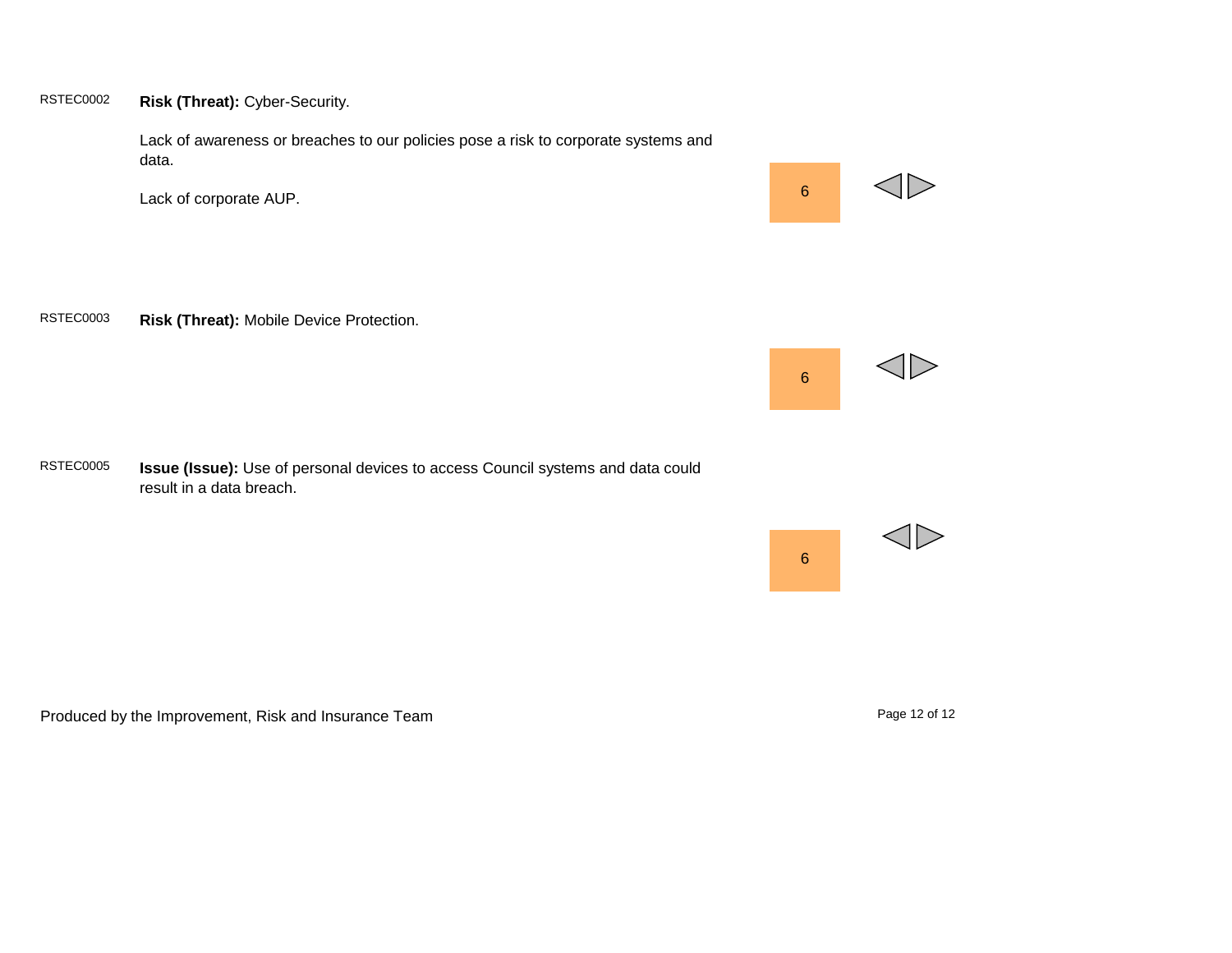| | | | |
|---|---|---|---|
| RSTEC0002 | **Risk (Threat):** Cyber-Security.<br><br>Lack of awareness or breaches to our policies pose a risk to corporate systems and data.<br><br>Lack of corporate AUP. | 6 | ◁▷ |
| RSTEC0003 | **Risk (Threat):** Mobile Device Protection. | 6 | ◁▷ |
| RSTEC0005 | **Issue (Issue):** Use of personal devices to access Council systems and data could result in a data breach. | 6 | ◁▷ |

Produced by the Improvement, Risk and Insurance Team